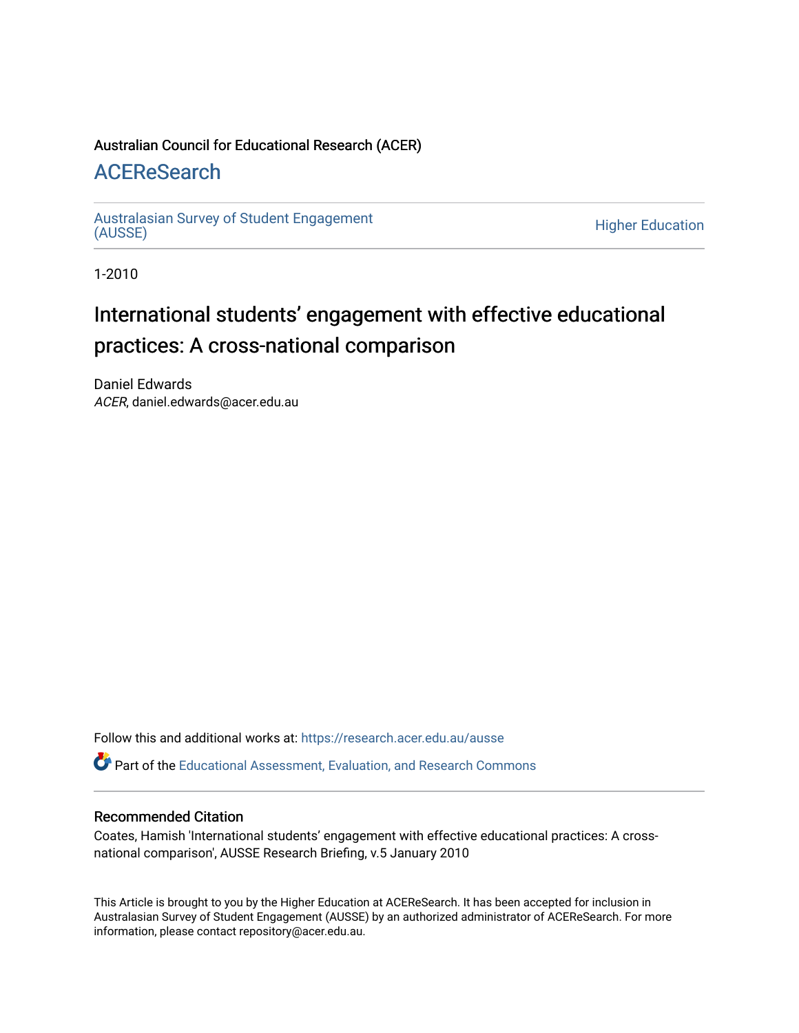Australian Council for Educational Research (ACER)

# ACEReSearch

Australasian Survey of Student Engagement (AUSSE) | Higher Education

1-2010

# International students' engagement with effective educational practices: A cross-national comparison

Daniel Edwards
*ACER*, daniel.edwards@acer.edu.au

Follow this and additional works at: https://research.acer.edu.au/ausse

Part of the Educational Assessment, Evaluation, and Research Commons

## Recommended Citation

Coates, Hamish 'International students' engagement with effective educational practices: A cross-national comparison', AUSSE Research Briefing, v.5 January 2010

This Article is brought to you by the Higher Education at ACEReSearch. It has been accepted for inclusion in Australasian Survey of Student Engagement (AUSSE) by an authorized administrator of ACEReSearch. For more information, please contact repository@acer.edu.au.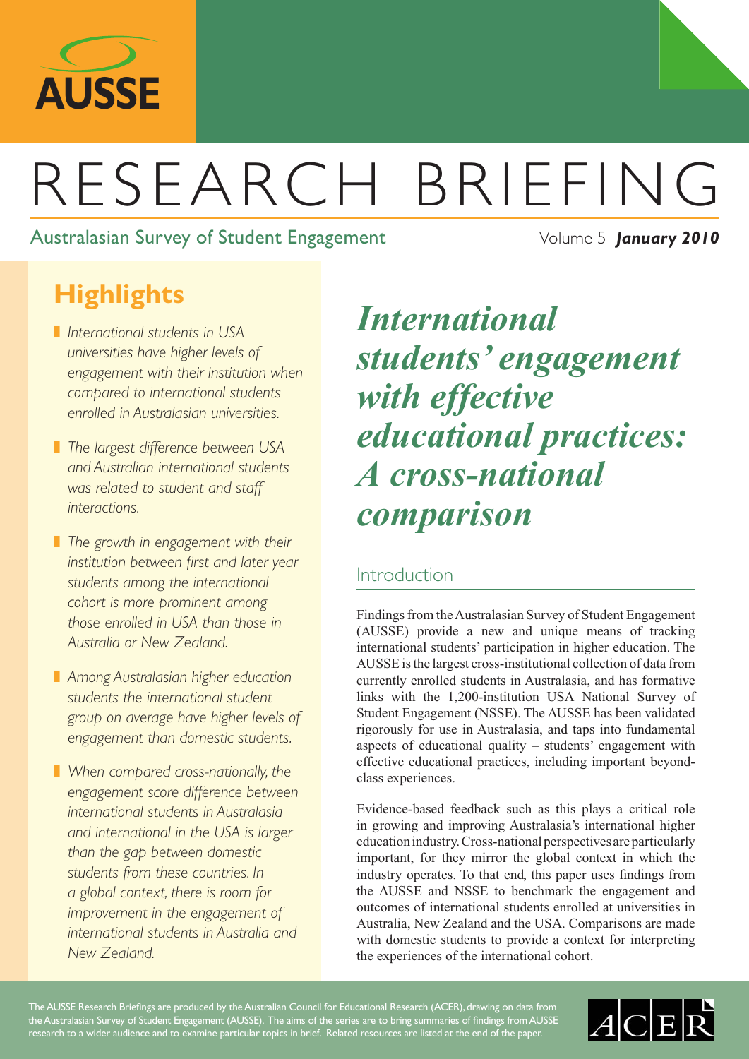# RESEARCH BRIEFING

Australasian Survey of Student Engagement

Volume 5 ***January 2010***

## Highlights

- *International students in USA universities have higher levels of engagement with their institution when compared to international students enrolled in Australasian universities.*
- *The largest difference between USA and Australian international students was related to student and staff interactions.*
- *The growth in engagement with their institution between first and later year students among the international cohort is more prominent among those enrolled in USA than those in Australia or New Zealand.*
- *Among Australasian higher education students the international student group on average have higher levels of engagement than domestic students.*
- *When compared cross-nationally, the engagement score difference between international students in Australasia and international in the USA is larger than the gap between domestic students from these countries. In a global context, there is room for improvement in the engagement of international students in Australia and New Zealand.*

# *International students' engagement with effective educational practices: A cross-national comparison*

## Introduction

Findings from the Australasian Survey of Student Engagement (AUSSE) provide a new and unique means of tracking international students' participation in higher education. The AUSSE is the largest cross-institutional collection of data from currently enrolled students in Australasia, and has formative links with the 1,200-institution USA National Survey of Student Engagement (NSSE). The AUSSE has been validated rigorously for use in Australasia, and taps into fundamental aspects of educational quality – students' engagement with effective educational practices, including important beyond-class experiences.

Evidence-based feedback such as this plays a critical role in growing and improving Australasia's international higher education industry. Cross-national perspectives are particularly important, for they mirror the global context in which the industry operates. To that end, this paper uses findings from the AUSSE and NSSE to benchmark the engagement and outcomes of international students enrolled at universities in Australia, New Zealand and the USA. Comparisons are made with domestic students to provide a context for interpreting the experiences of the international cohort.

The AUSSE Research Briefings are produced by the Australian Council for Educational Research (ACER), drawing on data from the Australasian Survey of Student Engagement (AUSSE). The aims of the series are to bring summaries of findings from AUSSE research to a wider audience and to examine particular topics in brief. Related resources are listed at the end of the paper.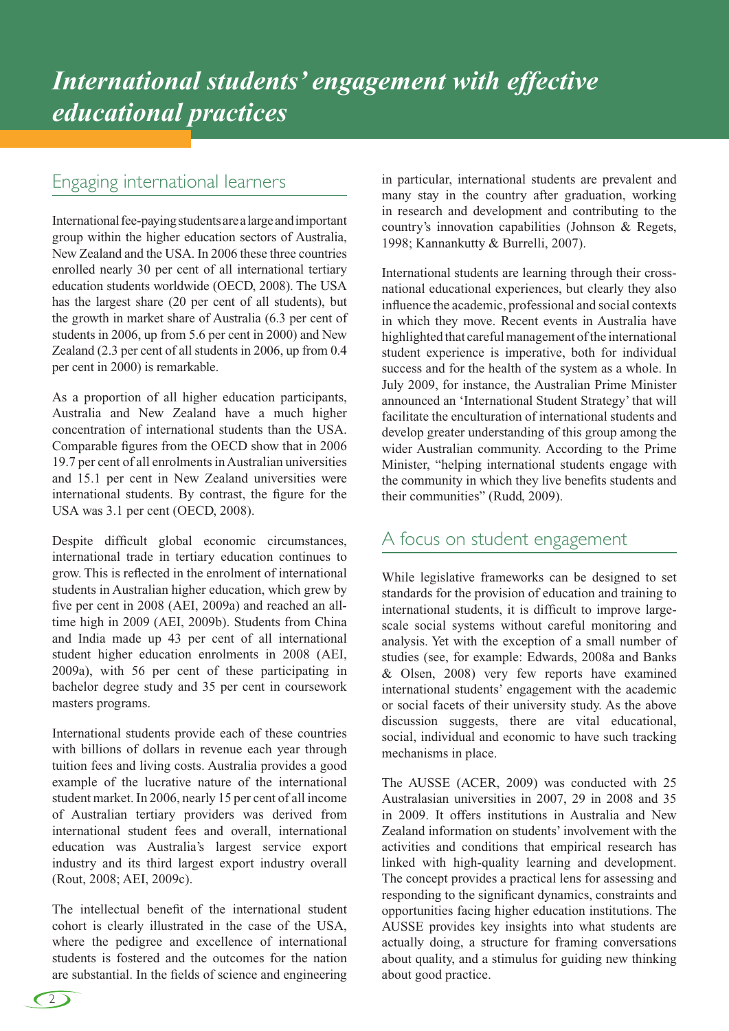# International students' engagement with effective educational practices

## Engaging international learners

International fee-paying students are a large and important group within the higher education sectors of Australia, New Zealand and the USA. In 2006 these three countries enrolled nearly 30 per cent of all international tertiary education students worldwide (OECD, 2008). The USA has the largest share (20 per cent of all students), but the growth in market share of Australia (6.3 per cent of students in 2006, up from 5.6 per cent in 2000) and New Zealand (2.3 per cent of all students in 2006, up from 0.4 per cent in 2000) is remarkable.

As a proportion of all higher education participants, Australia and New Zealand have a much higher concentration of international students than the USA. Comparable figures from the OECD show that in 2006 19.7 per cent of all enrolments in Australian universities and 15.1 per cent in New Zealand universities were international students. By contrast, the figure for the USA was 3.1 per cent (OECD, 2008).

Despite difficult global economic circumstances, international trade in tertiary education continues to grow. This is reflected in the enrolment of international students in Australian higher education, which grew by five per cent in 2008 (AEI, 2009a) and reached an all-time high in 2009 (AEI, 2009b). Students from China and India made up 43 per cent of all international student higher education enrolments in 2008 (AEI, 2009a), with 56 per cent of these participating in bachelor degree study and 35 per cent in coursework masters programs.

International students provide each of these countries with billions of dollars in revenue each year through tuition fees and living costs. Australia provides a good example of the lucrative nature of the international student market. In 2006, nearly 15 per cent of all income of Australian tertiary providers was derived from international student fees and overall, international education was Australia's largest service export industry and its third largest export industry overall (Rout, 2008; AEI, 2009c).

The intellectual benefit of the international student cohort is clearly illustrated in the case of the USA, where the pedigree and excellence of international students is fostered and the outcomes for the nation are substantial. In the fields of science and engineering in particular, international students are prevalent and many stay in the country after graduation, working in research and development and contributing to the country's innovation capabilities (Johnson & Regets, 1998; Kannankutty & Burrelli, 2007).

International students are learning through their cross-national educational experiences, but clearly they also influence the academic, professional and social contexts in which they move. Recent events in Australia have highlighted that careful management of the international student experience is imperative, both for individual success and for the health of the system as a whole. In July 2009, for instance, the Australian Prime Minister announced an 'International Student Strategy' that will facilitate the enculturation of international students and develop greater understanding of this group among the wider Australian community. According to the Prime Minister, "helping international students engage with the community in which they live benefits students and their communities" (Rudd, 2009).

## A focus on student engagement

While legislative frameworks can be designed to set standards for the provision of education and training to international students, it is difficult to improve large-scale social systems without careful monitoring and analysis. Yet with the exception of a small number of studies (see, for example: Edwards, 2008a and Banks & Olsen, 2008) very few reports have examined international students' engagement with the academic or social facets of their university study. As the above discussion suggests, there are vital educational, social, individual and economic to have such tracking mechanisms in place.

The AUSSE (ACER, 2009) was conducted with 25 Australasian universities in 2007, 29 in 2008 and 35 in 2009. It offers institutions in Australia and New Zealand information on students' involvement with the activities and conditions that empirical research has linked with high-quality learning and development. The concept provides a practical lens for assessing and responding to the significant dynamics, constraints and opportunities facing higher education institutions. The AUSSE provides key insights into what students are actually doing, a structure for framing conversations about quality, and a stimulus for guiding new thinking about good practice.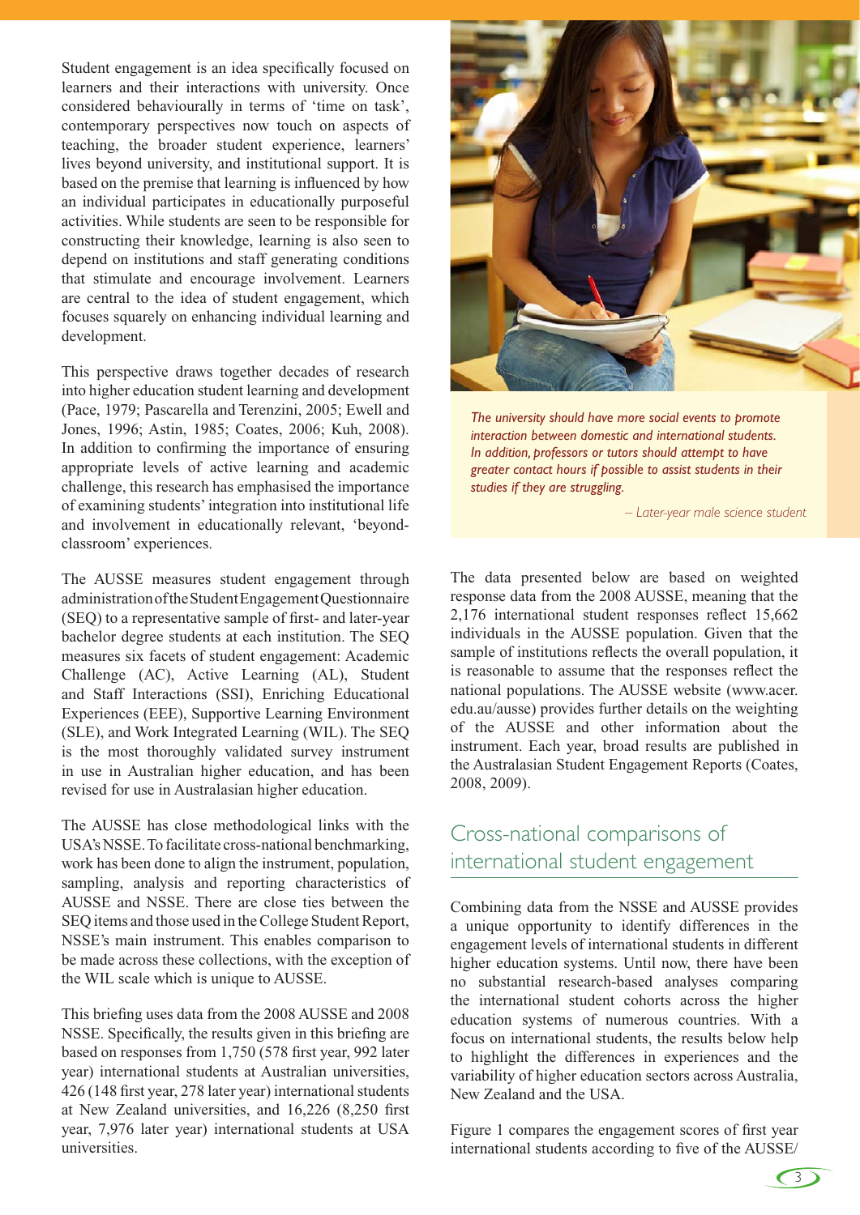Student engagement is an idea specifically focused on learners and their interactions with university. Once considered behaviourally in terms of 'time on task', contemporary perspectives now touch on aspects of teaching, the broader student experience, learners' lives beyond university, and institutional support. It is based on the premise that learning is influenced by how an individual participates in educationally purposeful activities. While students are seen to be responsible for constructing their knowledge, learning is also seen to depend on institutions and staff generating conditions that stimulate and encourage involvement. Learners are central to the idea of student engagement, which focuses squarely on enhancing individual learning and development.

This perspective draws together decades of research into higher education student learning and development (Pace, 1979; Pascarella and Terenzini, 2005; Ewell and Jones, 1996; Astin, 1985; Coates, 2006; Kuh, 2008). In addition to confirming the importance of ensuring appropriate levels of active learning and academic challenge, this research has emphasised the importance of examining students' integration into institutional life and involvement in educationally relevant, 'beyond-classroom' experiences.

The AUSSE measures student engagement through administration of the Student Engagement Questionnaire (SEQ) to a representative sample of first- and later-year bachelor degree students at each institution. The SEQ measures six facets of student engagement: Academic Challenge (AC), Active Learning (AL), Student and Staff Interactions (SSI), Enriching Educational Experiences (EEE), Supportive Learning Environment (SLE), and Work Integrated Learning (WIL). The SEQ is the most thoroughly validated survey instrument in use in Australian higher education, and has been revised for use in Australasian higher education.

The AUSSE has close methodological links with the USA's NSSE. To facilitate cross-national benchmarking, work has been done to align the instrument, population, sampling, analysis and reporting characteristics of AUSSE and NSSE. There are close ties between the SEQ items and those used in the College Student Report, NSSE's main instrument. This enables comparison to be made across these collections, with the exception of the WIL scale which is unique to AUSSE.

This briefing uses data from the 2008 AUSSE and 2008 NSSE. Specifically, the results given in this briefing are based on responses from 1,750 (578 first year, 992 later year) international students at Australian universities, 426 (148 first year, 278 later year) international students at New Zealand universities, and 16,226 (8,250 first year, 7,976 later year) international students at USA universities.

*The university should have more social events to promote interaction between domestic and international students. In addition, professors or tutors should attempt to have greater contact hours if possible to assist students in their studies if they are struggling.*

*– Later-year male science student*

The data presented below are based on weighted response data from the 2008 AUSSE, meaning that the 2,176 international student responses reflect 15,662 individuals in the AUSSE population. Given that the sample of institutions reflects the overall population, it is reasonable to assume that the responses reflect the national populations. The AUSSE website (www.acer.edu.au/ausse) provides further details on the weighting of the AUSSE and other information about the instrument. Each year, broad results are published in the Australasian Student Engagement Reports (Coates, 2008, 2009).

## Cross-national comparisons of international student engagement

Combining data from the NSSE and AUSSE provides a unique opportunity to identify differences in the engagement levels of international students in different higher education systems. Until now, there have been no substantial research-based analyses comparing the international student cohorts across the higher education systems of numerous countries. With a focus on international students, the results below help to highlight the differences in experiences and the variability of higher education sectors across Australia, New Zealand and the USA.

Figure 1 compares the engagement scores of first year international students according to five of the AUSSE/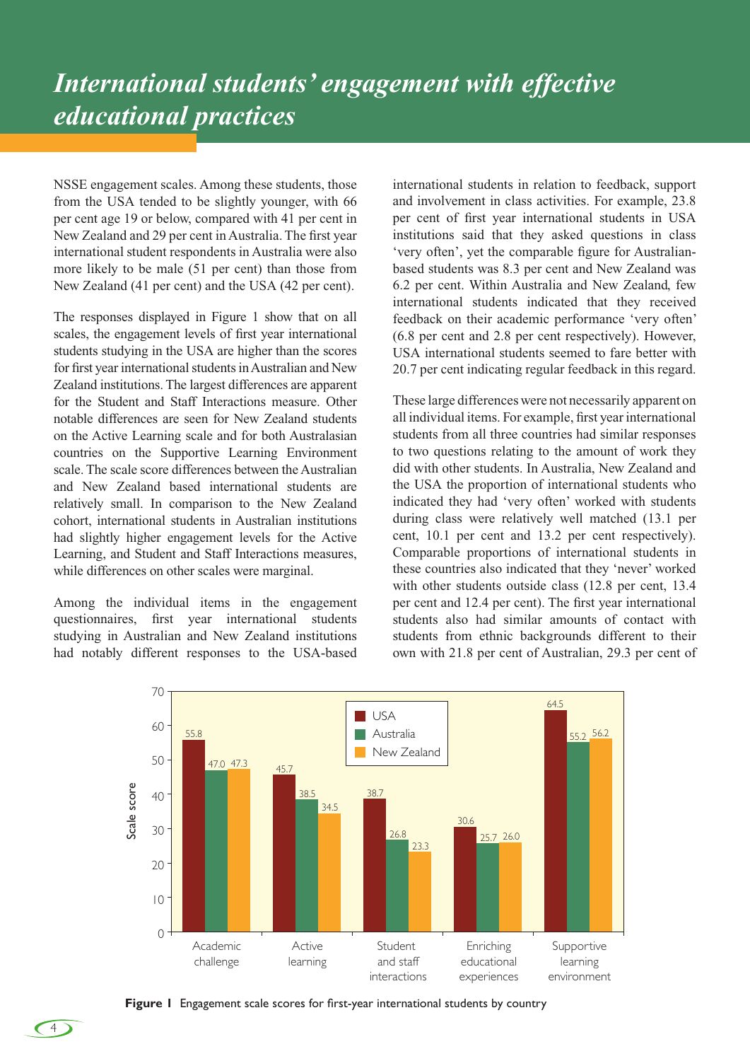# *International students' engagement with effective educational practices*

NSSE engagement scales. Among these students, those from the USA tended to be slightly younger, with 66 per cent age 19 or below, compared with 41 per cent in New Zealand and 29 per cent in Australia. The first year international student respondents in Australia were also more likely to be male (51 per cent) than those from New Zealand (41 per cent) and the USA (42 per cent).

The responses displayed in Figure 1 show that on all scales, the engagement levels of first year international students studying in the USA are higher than the scores for first year international students in Australian and New Zealand institutions. The largest differences are apparent for the Student and Staff Interactions measure. Other notable differences are seen for New Zealand students on the Active Learning scale and for both Australasian countries on the Supportive Learning Environment scale. The scale score differences between the Australian and New Zealand based international students are relatively small. In comparison to the New Zealand cohort, international students in Australian institutions had slightly higher engagement levels for the Active Learning, and Student and Staff Interactions measures, while differences on other scales were marginal.

Among the individual items in the engagement questionnaires, first year international students studying in Australian and New Zealand institutions had notably different responses to the USA-based international students in relation to feedback, support and involvement in class activities. For example, 23.8 per cent of first year international students in USA institutions said that they asked questions in class 'very often', yet the comparable figure for Australian-based students was 8.3 per cent and New Zealand was 6.2 per cent. Within Australia and New Zealand, few international students indicated that they received feedback on their academic performance 'very often' (6.8 per cent and 2.8 per cent respectively). However, USA international students seemed to fare better with 20.7 per cent indicating regular feedback in this regard.

These large differences were not necessarily apparent on all individual items. For example, first year international students from all three countries had similar responses to two questions relating to the amount of work they did with other students. In Australia, New Zealand and the USA the proportion of international students who indicated they had 'very often' worked with students during class were relatively well matched (13.1 per cent, 10.1 per cent and 13.2 per cent respectively). Comparable proportions of international students in these countries also indicated that they 'never' worked with other students outside class (12.8 per cent, 13.4 per cent and 12.4 per cent). The first year international students also had similar amounts of contact with students from ethnic backgrounds different to their own with 21.8 per cent of Australian, 29.3 per cent of

| Scale | USA | Australia | New Zealand |
|---|---|---|---|
| Academic challenge | 55.8 | 47.0 | 47.3 |
| Active learning | 45.7 | 38.5 | 34.5 |
| Student and staff interactions | 38.7 | 26.8 | 23.3 |
| Enriching educational experiences | 30.6 | 25.7 | 26.0 |
| Supportive learning environment | 64.5 | 55.2 | 56.2 |

**Figure 1** Engagement scale scores for first-year international students by country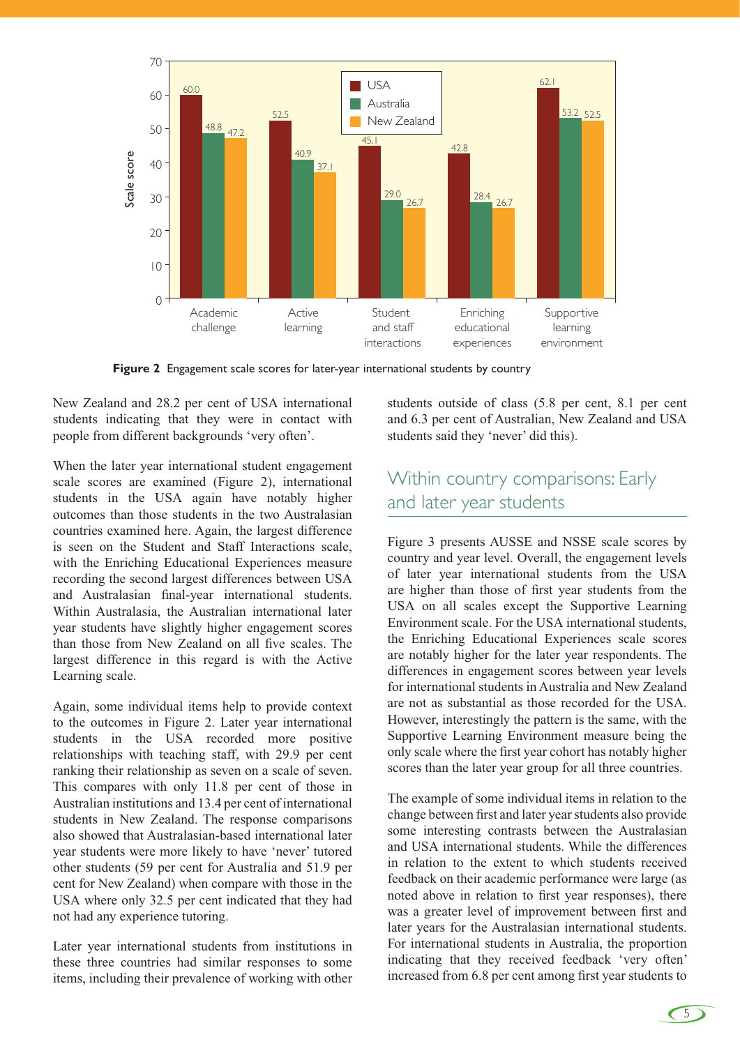| | USA | Australia | New Zealand |
|---|---|---|---|
| Academic challenge | 60.0 | 48.8 | 47.2 |
| Active learning | 52.5 | 40.9 | 37.1 |
| Student and staff interactions | 45.1 | 29.0 | 26.7 |
| Enriching educational experiences | 42.8 | 28.4 | 26.7 |
| Supportive learning environment | 62.1 | 53.2 | 52.5 |

**Figure 2** Engagement scale scores for later-year international students by country

New Zealand and 28.2 per cent of USA international students indicating that they were in contact with people from different backgrounds 'very often'.

When the later year international student engagement scale scores are examined (Figure 2), international students in the USA again have notably higher outcomes than those students in the two Australasian countries examined here. Again, the largest difference is seen on the Student and Staff Interactions scale, with the Enriching Educational Experiences measure recording the second largest differences between USA and Australasian final-year international students. Within Australasia, the Australian international later year students have slightly higher engagement scores than those from New Zealand on all five scales. The largest difference in this regard is with the Active Learning scale.

Again, some individual items help to provide context to the outcomes in Figure 2. Later year international students in the USA recorded more positive relationships with teaching staff, with 29.9 per cent ranking their relationship as seven on a scale of seven. This compares with only 11.8 per cent of those in Australian institutions and 13.4 per cent of international students in New Zealand. The response comparisons also showed that Australasian-based international later year students were more likely to have 'never' tutored other students (59 per cent for Australia and 51.9 per cent for New Zealand) when compare with those in the USA where only 32.5 per cent indicated that they had not had any experience tutoring.

Later year international students from institutions in these three countries had similar responses to some items, including their prevalence of working with other students outside of class (5.8 per cent, 8.1 per cent and 6.3 per cent of Australian, New Zealand and USA students said they 'never' did this).

## Within country comparisons: Early and later year students

Figure 3 presents AUSSE and NSSE scale scores by country and year level. Overall, the engagement levels of later year international students from the USA are higher than those of first year students from the USA on all scales except the Supportive Learning Environment scale. For the USA international students, the Enriching Educational Experiences scale scores are notably higher for the later year respondents. The differences in engagement scores between year levels for international students in Australia and New Zealand are not as substantial as those recorded for the USA. However, interestingly the pattern is the same, with the Supportive Learning Environment measure being the only scale where the first year cohort has notably higher scores than the later year group for all three countries.

The example of some individual items in relation to the change between first and later year students also provide some interesting contrasts between the Australasian and USA international students. While the differences in relation to the extent to which students received feedback on their academic performance were large (as noted above in relation to first year responses), there was a greater level of improvement between first and later years for the Australasian international students. For international students in Australia, the proportion indicating that they received feedback 'very often' increased from 6.8 per cent among first year students to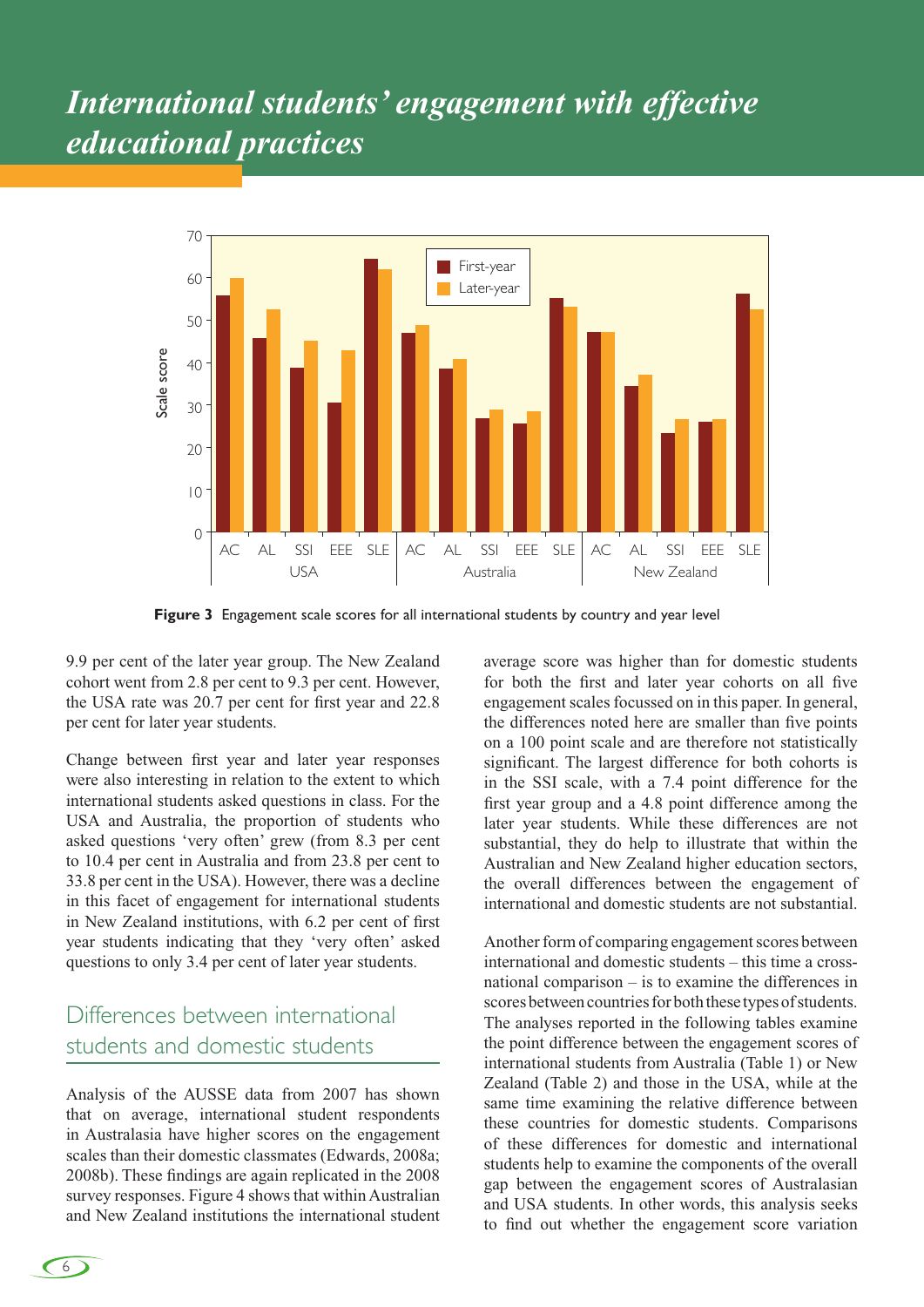# International students' engagement with effective educational practices

**Figure 3** Engagement scale scores for all international students by country and year level

9.9 per cent of the later year group. The New Zealand cohort went from 2.8 per cent to 9.3 per cent. However, the USA rate was 20.7 per cent for first year and 22.8 per cent for later year students.

Change between first year and later year responses were also interesting in relation to the extent to which international students asked questions in class. For the USA and Australia, the proportion of students who asked questions 'very often' grew (from 8.3 per cent to 10.4 per cent in Australia and from 23.8 per cent to 33.8 per cent in the USA). However, there was a decline in this facet of engagement for international students in New Zealand institutions, with 6.2 per cent of first year students indicating that they 'very often' asked questions to only 3.4 per cent of later year students.

## Differences between international students and domestic students

Analysis of the AUSSE data from 2007 has shown that on average, international student respondents in Australasia have higher scores on the engagement scales than their domestic classmates (Edwards, 2008a; 2008b). These findings are again replicated in the 2008 survey responses. Figure 4 shows that within Australian and New Zealand institutions the international student average score was higher than for domestic students for both the first and later year cohorts on all five engagement scales focussed on in this paper. In general, the differences noted here are smaller than five points on a 100 point scale and are therefore not statistically significant. The largest difference for both cohorts is in the SSI scale, with a 7.4 point difference for the first year group and a 4.8 point difference among the later year students. While these differences are not substantial, they do help to illustrate that within the Australian and New Zealand higher education sectors, the overall differences between the engagement of international and domestic students are not substantial.

Another form of comparing engagement scores between international and domestic students – this time a cross-national comparison – is to examine the differences in scores between countries for both these types of students. The analyses reported in the following tables examine the point difference between the engagement scores of international students from Australia (Table 1) or New Zealand (Table 2) and those in the USA, while at the same time examining the relative difference between these countries for domestic students. Comparisons of these differences for domestic and international students help to examine the components of the overall gap between the engagement scores of Australasian and USA students. In other words, this analysis seeks to find out whether the engagement score variation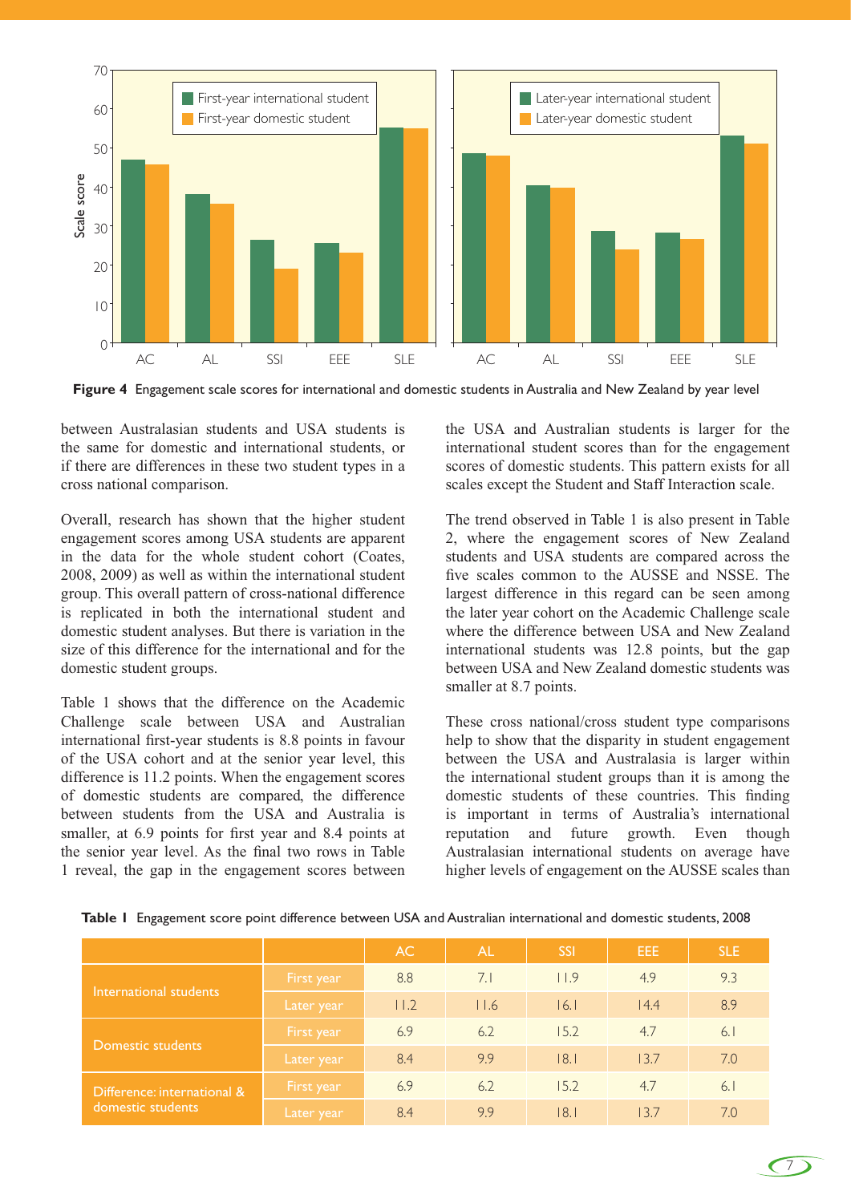Figure 4 Engagement scale scores for international and domestic students in Australia and New Zealand by year level

between Australasian students and USA students is the same for domestic and international students, or if there are differences in these two student types in a cross national comparison.

Overall, research has shown that the higher student engagement scores among USA students are apparent in the data for the whole student cohort (Coates, 2008, 2009) as well as within the international student group. This overall pattern of cross-national difference is replicated in both the international student and domestic student analyses. But there is variation in the size of this difference for the international and for the domestic student groups.

Table 1 shows that the difference on the Academic Challenge scale between USA and Australian international first-year students is 8.8 points in favour of the USA cohort and at the senior year level, this difference is 11.2 points. When the engagement scores of domestic students are compared, the difference between students from the USA and Australia is smaller, at 6.9 points for first year and 8.4 points at the senior year level. As the final two rows in Table 1 reveal, the gap in the engagement scores between the USA and Australian students is larger for the international student scores than for the engagement scores of domestic students. This pattern exists for all scales except the Student and Staff Interaction scale.

The trend observed in Table 1 is also present in Table 2, where the engagement scores of New Zealand students and USA students are compared across the five scales common to the AUSSE and NSSE. The largest difference in this regard can be seen among the later year cohort on the Academic Challenge scale where the difference between USA and New Zealand international students was 12.8 points, but the gap between USA and New Zealand domestic students was smaller at 8.7 points.

These cross national/cross student type comparisons help to show that the disparity in student engagement between the USA and Australasia is larger within the international student groups than it is among the domestic students of these countries. This finding is important in terms of Australia's international reputation and future growth. Even though Australasian international students on average have higher levels of engagement on the AUSSE scales than

**Table 1** Engagement score point difference between USA and Australian international and domestic students, 2008

| | | AC | AL | SSI | EEE | SLE |
|---|---|---|---|---|---|---|
| International students | First year | 8.8 | 7.1 | 11.9 | 4.9 | 9.3 |
| | Later year | 11.2 | 11.6 | 16.1 | 14.4 | 8.9 |
| Domestic students | First year | 6.9 | 6.2 | 15.2 | 4.7 | 6.1 |
| | Later year | 8.4 | 9.9 | 18.1 | 13.7 | 7.0 |
| Difference: international & domestic students | First year | 6.9 | 6.2 | 15.2 | 4.7 | 6.1 |
| | Later year | 8.4 | 9.9 | 18.1 | 13.7 | 7.0 |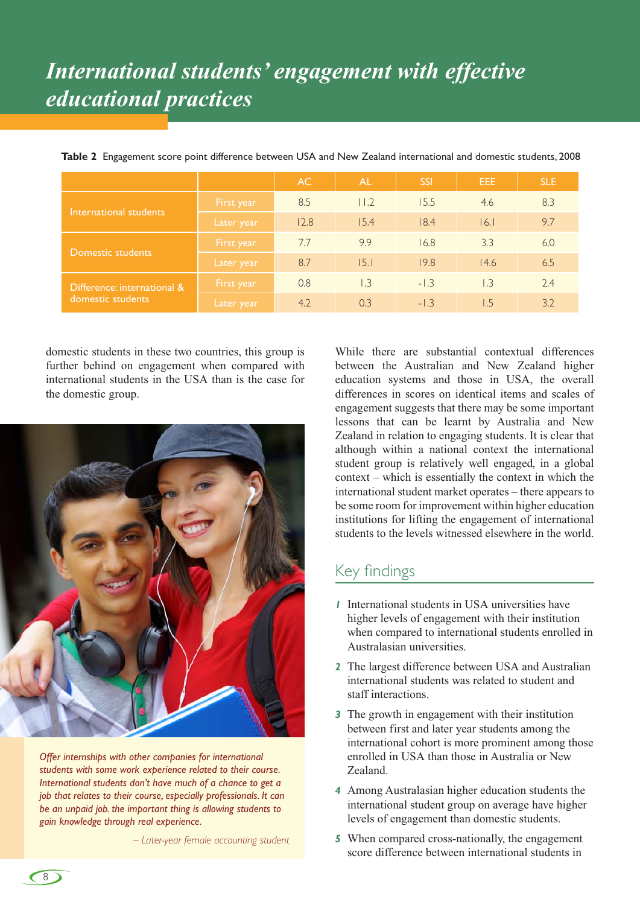# International students' engagement with effective educational practices

**Table 2** Engagement score point difference between USA and New Zealand international and domestic students, 2008

| | | AC | AL | SSI | EEE | SLE |
|---|---|---|---|---|---|---|
| International students | First year | 8.5 | 11.2 | 15.5 | 4.6 | 8.3 |
| | Later year | 12.8 | 15.4 | 18.4 | 16.1 | 9.7 |
| Domestic students | First year | 7.7 | 9.9 | 16.8 | 3.3 | 6.0 |
| | Later year | 8.7 | 15.1 | 19.8 | 14.6 | 6.5 |
| Difference: international & domestic students | First year | 0.8 | 1.3 | -1.3 | 1.3 | 2.4 |
| | Later year | 4.2 | 0.3 | -1.3 | 1.5 | 3.2 |

domestic students in these two countries, this group is further behind on engagement when compared with international students in the USA than is the case for the domestic group.

*Offer internships with other companies for international students with some work experience related to their course. International students don't have much of a chance to get a job that relates to their course, especially professionals. It can be an unpaid job. the important thing is allowing students to gain knowledge through real experience.*

*– Later-year female accounting student*

While there are substantial contextual differences between the Australian and New Zealand higher education systems and those in USA, the overall differences in scores on identical items and scales of engagement suggests that there may be some important lessons that can be learnt by Australia and New Zealand in relation to engaging students. It is clear that although within a national context the international student group is relatively well engaged, in a global context – which is essentially the context in which the international student market operates – there appears to be some room for improvement within higher education institutions for lifting the engagement of international students to the levels witnessed elsewhere in the world.

## Key findings

1. International students in USA universities have higher levels of engagement with their institution when compared to international students enrolled in Australasian universities.
2. The largest difference between USA and Australian international students was related to student and staff interactions.
3. The growth in engagement with their institution between first and later year students among the international cohort is more prominent among those enrolled in USA than those in Australia or New Zealand.
4. Among Australasian higher education students the international student group on average have higher levels of engagement than domestic students.
5. When compared cross-nationally, the engagement score difference between international students in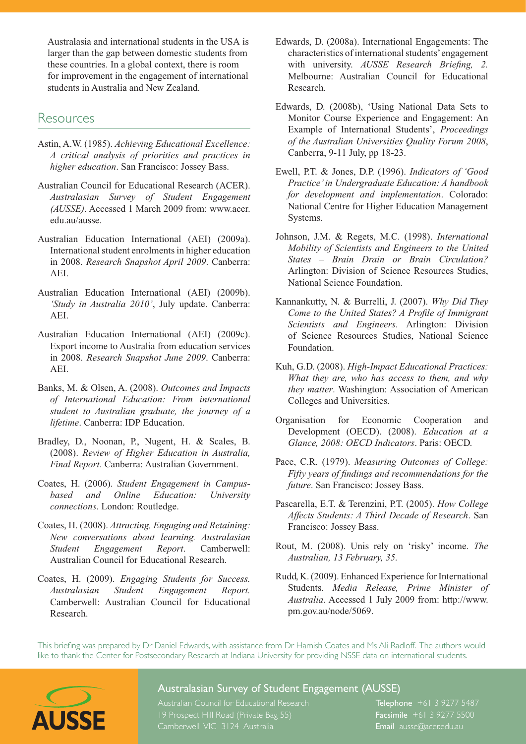Australasia and international students in the USA is larger than the gap between domestic students from these countries. In a global context, there is room for improvement in the engagement of international students in Australia and New Zealand.

## Resources

Astin, A.W. (1985). *Achieving Educational Excellence: A critical analysis of priorities and practices in higher education*. San Francisco: Jossey Bass.

Australian Council for Educational Research (ACER). *Australasian Survey of Student Engagement (AUSSE)*. Accessed 1 March 2009 from: www.acer.edu.au/ausse.

Australian Education International (AEI) (2009a). International student enrolments in higher education in 2008. *Research Snapshot April 2009*. Canberra: AEI.

Australian Education International (AEI) (2009b). *'Study in Australia 2010'*, July update. Canberra: AEI.

Australian Education International (AEI) (2009c). Export income to Australia from education services in 2008. *Research Snapshot June 2009*. Canberra: AEI.

Banks, M. & Olsen, A. (2008). *Outcomes and Impacts of International Education: From international student to Australian graduate, the journey of a lifetime*. Canberra: IDP Education.

Bradley, D., Noonan, P., Nugent, H. & Scales, B. (2008). *Review of Higher Education in Australia, Final Report*. Canberra: Australian Government.

Coates, H. (2006). *Student Engagement in Campus-based and Online Education: University connections*. London: Routledge.

Coates, H. (2008). *Attracting, Engaging and Retaining: New conversations about learning. Australasian Student Engagement Report*. Camberwell: Australian Council for Educational Research.

Coates, H. (2009). *Engaging Students for Success. Australasian Student Engagement Report.* Camberwell: Australian Council for Educational Research.

Edwards, D. (2008a). International Engagements: The characteristics of international students' engagement with university. *AUSSE Research Briefing, 2.* Melbourne: Australian Council for Educational Research.

Edwards, D. (2008b), 'Using National Data Sets to Monitor Course Experience and Engagement: An Example of International Students', *Proceedings of the Australian Universities Quality Forum 2008*, Canberra, 9-11 July, pp 18-23.

Ewell, P.T. & Jones, D.P. (1996). *Indicators of 'Good Practice' in Undergraduate Education: A handbook for development and implementation*. Colorado: National Centre for Higher Education Management Systems.

Johnson, J.M. & Regets, M.C. (1998). *International Mobility of Scientists and Engineers to the United States – Brain Drain or Brain Circulation?* Arlington: Division of Science Resources Studies, National Science Foundation.

Kannankutty, N. & Burrelli, J. (2007). *Why Did They Come to the United States? A Profile of Immigrant Scientists and Engineers*. Arlington: Division of Science Resources Studies, National Science Foundation.

Kuh, G.D. (2008). *High-Impact Educational Practices: What they are, who has access to them, and why they matter*. Washington: Association of American Colleges and Universities.

Organisation for Economic Cooperation and Development (OECD). (2008). *Education at a Glance, 2008: OECD Indicators*. Paris: OECD.

Pace, C.R. (1979). *Measuring Outcomes of College: Fifty years of findings and recommendations for the future*. San Francisco: Jossey Bass.

Pascarella, E.T. & Terenzini, P.T. (2005). *How College Affects Students: A Third Decade of Research*. San Francisco: Jossey Bass.

Rout, M. (2008). Unis rely on 'risky' income. *The Australian, 13 February, 35.*

Rudd, K. (2009). Enhanced Experience for International Students. *Media Release, Prime Minister of Australia*. Accessed 1 July 2009 from: http://www.pm.gov.au/node/5069.

This briefing was prepared by Dr Daniel Edwards, with assistance from Dr Hamish Coates and Ms Ali Radloff. The authors would like to thank the Center for Postsecondary Research at Indiana University for providing NSSE data on international students.

**AUSSE**

### Australasian Survey of Student Engagement (AUSSE)

Australian Council for Educational Research
19 Prospect Hill Road (Private Bag 55)
Camberwell VIC 3124 Australia

**Telephone** +61 3 9277 5487
**Facsimile** +61 3 9277 5500
**Email** ausse@acer.edu.au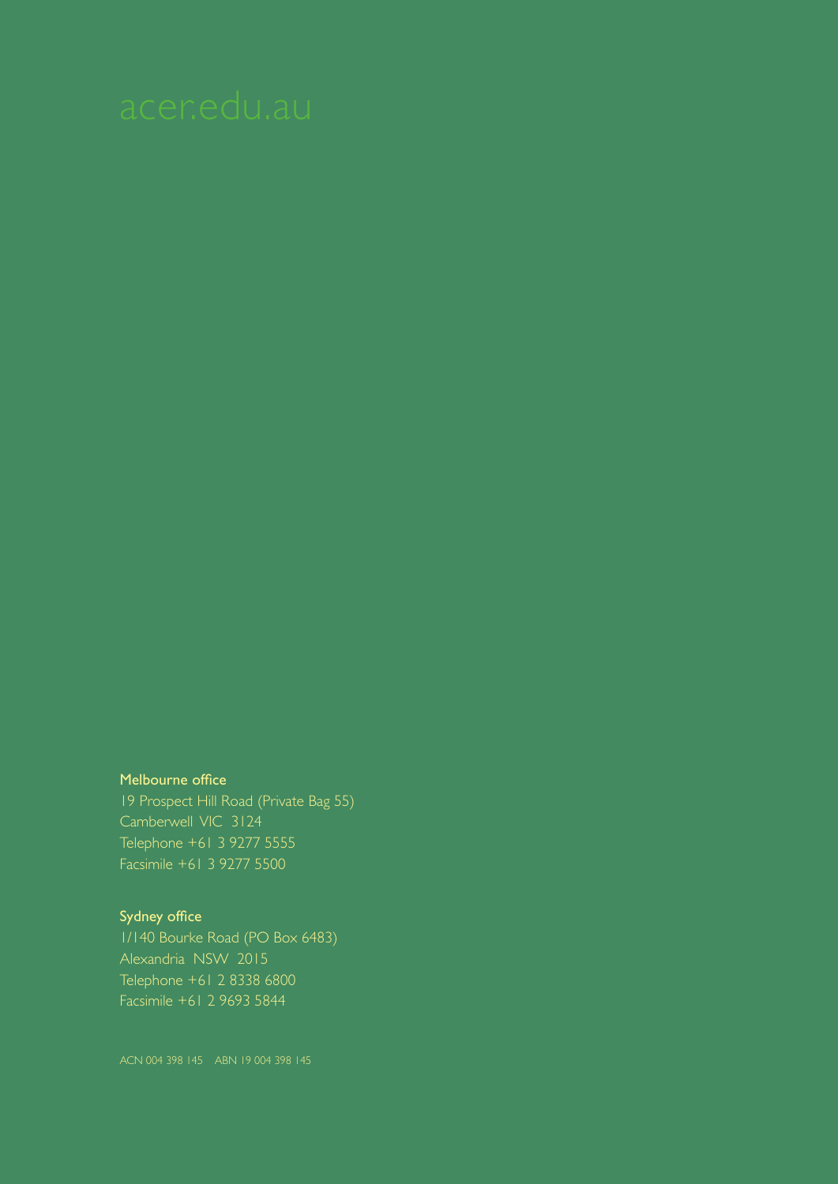acer.edu.au

**Melbourne office**
19 Prospect Hill Road (Private Bag 55)
Camberwell VIC 3124
Telephone +61 3 9277 5555
Facsimile +61 3 9277 5500

**Sydney office**
1/140 Bourke Road (PO Box 6483)
Alexandria NSW 2015
Telephone +61 2 8338 6800
Facsimile +61 2 9693 5844

ACN 004 398 145 ABN 19 004 398 145